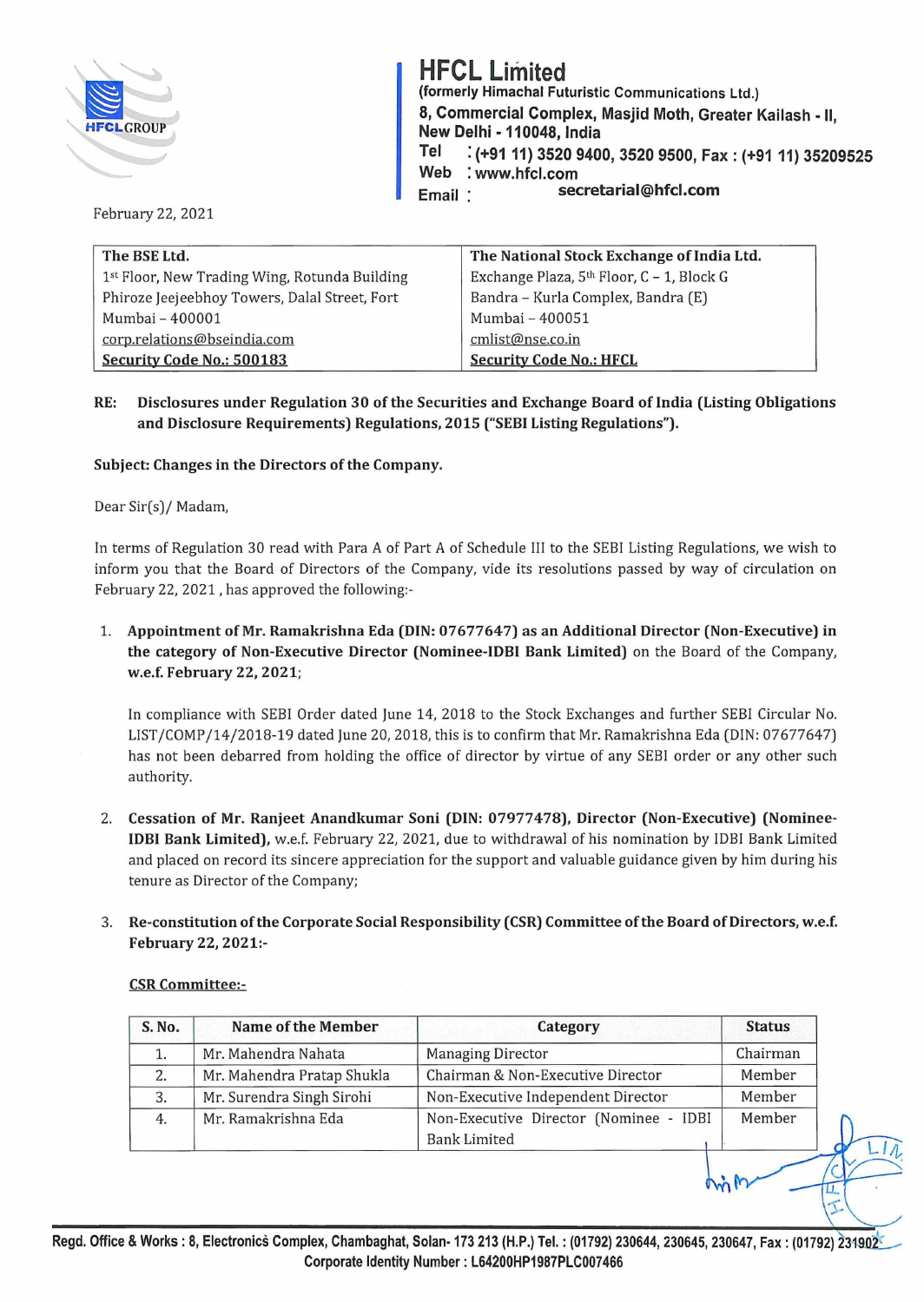# HFCL Limited

**(formerly Himachal Futuristic Communications Ltd.)**
**8, Commercial Complex, Masjid Moth, Greater Kailash - II, New Delhi - 110048, India**
**Tel : (+91 11) 3520 9400, 3520 9500, Fax : (+91 11) 35209525**
**Web : www.hfcl.com**
**Email : secretarial@hfcl.com**

February 22, 2021

| **The BSE Ltd.** | **The National Stock Exchange of India Ltd.** |
|---|---|
| 1st Floor, New Trading Wing, Rotunda Building | Exchange Plaza, 5th Floor, C – 1, Block G |
| Phiroze Jeejeebhoy Towers, Dalal Street, Fort | Bandra – Kurla Complex, Bandra (E) |
| Mumbai – 400001 | Mumbai – 400051 |
| corp.relations@bseindia.com | cmlist@nse.co.in |
| **Security Code No.: 500183** | **Security Code No.: HFCL** |

**RE: Disclosures under Regulation 30 of the Securities and Exchange Board of India (Listing Obligations and Disclosure Requirements) Regulations, 2015 ("SEBI Listing Regulations").**

**Subject: Changes in the Directors of the Company.**

Dear Sir(s)/ Madam,

In terms of Regulation 30 read with Para A of Part A of Schedule III to the SEBI Listing Regulations, we wish to inform you that the Board of Directors of the Company, vide its resolutions passed by way of circulation on February 22, 2021 , has approved the following:-

1. **Appointment of Mr. Ramakrishna Eda (DIN: 07677647) as an Additional Director (Non-Executive) in the category of Non-Executive Director (Nominee-IDBI Bank Limited)** on the Board of the Company, **w.e.f. February 22, 2021**;

   In compliance with SEBI Order dated June 14, 2018 to the Stock Exchanges and further SEBI Circular No. LIST/COMP/14/2018-19 dated June 20, 2018, this is to confirm that Mr. Ramakrishna Eda (DIN: 07677647) has not been debarred from holding the office of director by virtue of any SEBI order or any other such authority.

2. **Cessation of Mr. Ranjeet Anandkumar Soni (DIN: 07977478), Director (Non-Executive) (Nominee-IDBI Bank Limited),** w.e.f. February 22, 2021, due to withdrawal of his nomination by IDBI Bank Limited and placed on record its sincere appreciation for the support and valuable guidance given by him during his tenure as Director of the Company;

3. **Re-constitution of the Corporate Social Responsibility (CSR) Committee of the Board of Directors, w.e.f. February 22, 2021:-**

   **CSR Committee:-**

| S. No. | Name of the Member | Category | Status |
|---|---|---|---|
| 1. | Mr. Mahendra Nahata | Managing Director | Chairman |
| 2. | Mr. Mahendra Pratap Shukla | Chairman & Non-Executive Director | Member |
| 3. | Mr. Surendra Singh Sirohi | Non-Executive Independent Director | Member |
| 4. | Mr. Ramakrishna Eda | Non-Executive Director (Nominee - IDBI Bank Limited | Member |

**Regd. Office & Works : 8, Electronics Complex, Chambaghat, Solan- 173 213 (H.P.) Tel. : (01792) 230644, 230645, 230647, Fax : (01792) 231902**
**Corporate Identity Number : L64200HP1987PLC007466**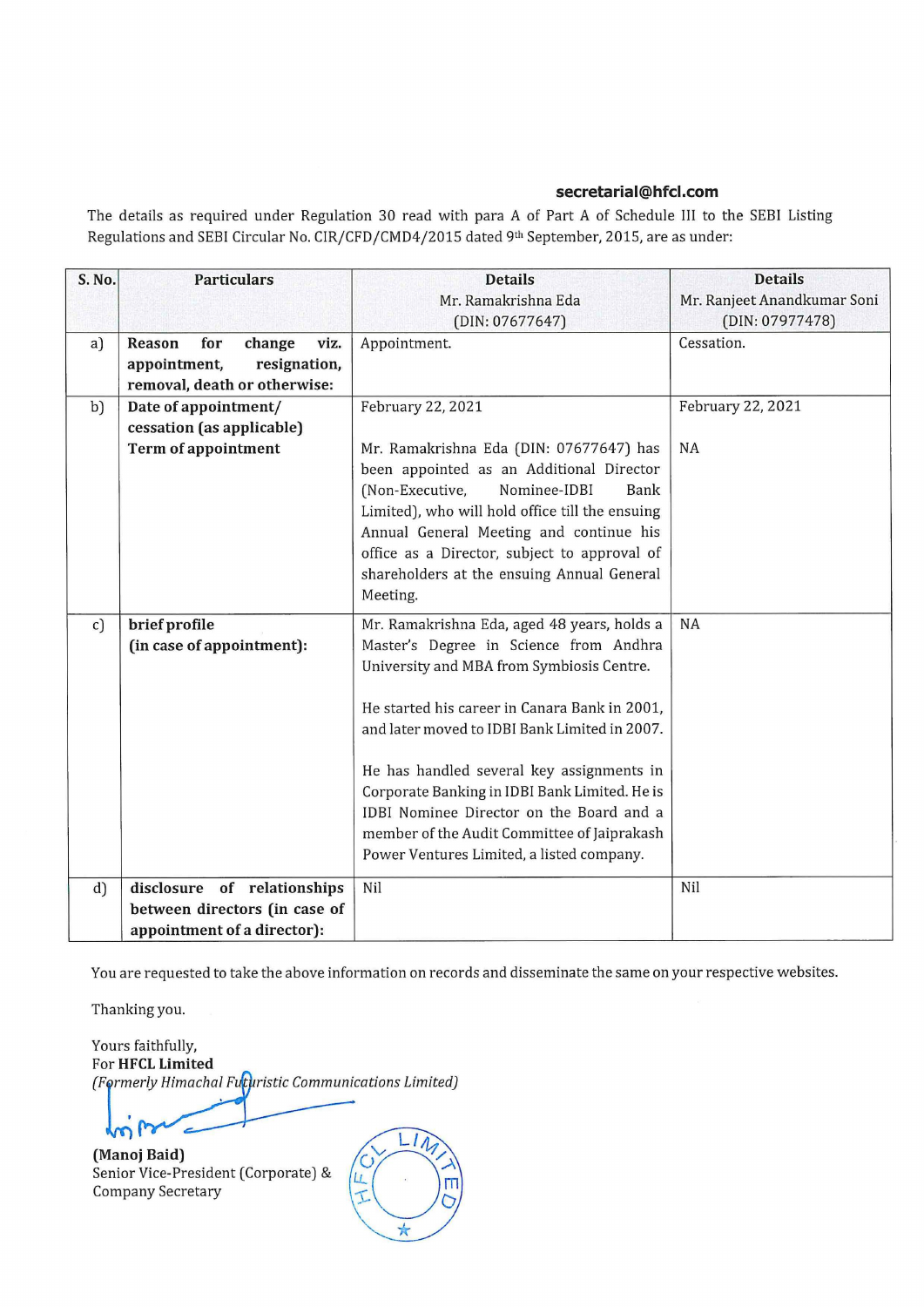secretarial@hfcl.com

The details as required under Regulation 30 read with para A of Part A of Schedule III to the SEBI Listing Regulations and SEBI Circular No. CIR/CFD/CMD4/2015 dated 9th September, 2015, are as under:

| S. No. | Particulars | Details<br>Mr. Ramakrishna Eda<br>(DIN: 07677647) | Details<br>Mr. Ranjeet Anandkumar Soni<br>(DIN: 07977478) |
|---|---|---|---|
| a) | **Reason for change viz. appointment, resignation, removal, death or otherwise:** | Appointment. | Cessation. |
| b) | **Date of appointment/ cessation (as applicable)**<br>**Term of appointment** | February 22, 2021<br><br>Mr. Ramakrishna Eda (DIN: 07677647) has been appointed as an Additional Director (Non-Executive, Nominee-IDBI Bank Limited), who will hold office till the ensuing Annual General Meeting and continue his office as a Director, subject to approval of shareholders at the ensuing Annual General Meeting. | February 22, 2021<br><br>NA |
| c) | **brief profile (in case of appointment):** | Mr. Ramakrishna Eda, aged 48 years, holds a Master's Degree in Science from Andhra University and MBA from Symbiosis Centre.<br><br>He started his career in Canara Bank in 2001, and later moved to IDBI Bank Limited in 2007.<br><br>He has handled several key assignments in Corporate Banking in IDBI Bank Limited. He is IDBI Nominee Director on the Board and a member of the Audit Committee of Jaiprakash Power Ventures Limited, a listed company. | NA |
| d) | **disclosure of relationships between directors (in case of appointment of a director):** | Nil | Nil |

You are requested to take the above information on records and disseminate the same on your respective websites.

Thanking you.

Yours faithfully,
For **HFCL Limited**
*(Formerly Himachal Futuristic Communications Limited)*

**(Manoj Baid)**
Senior Vice-President (Corporate) &
Company Secretary